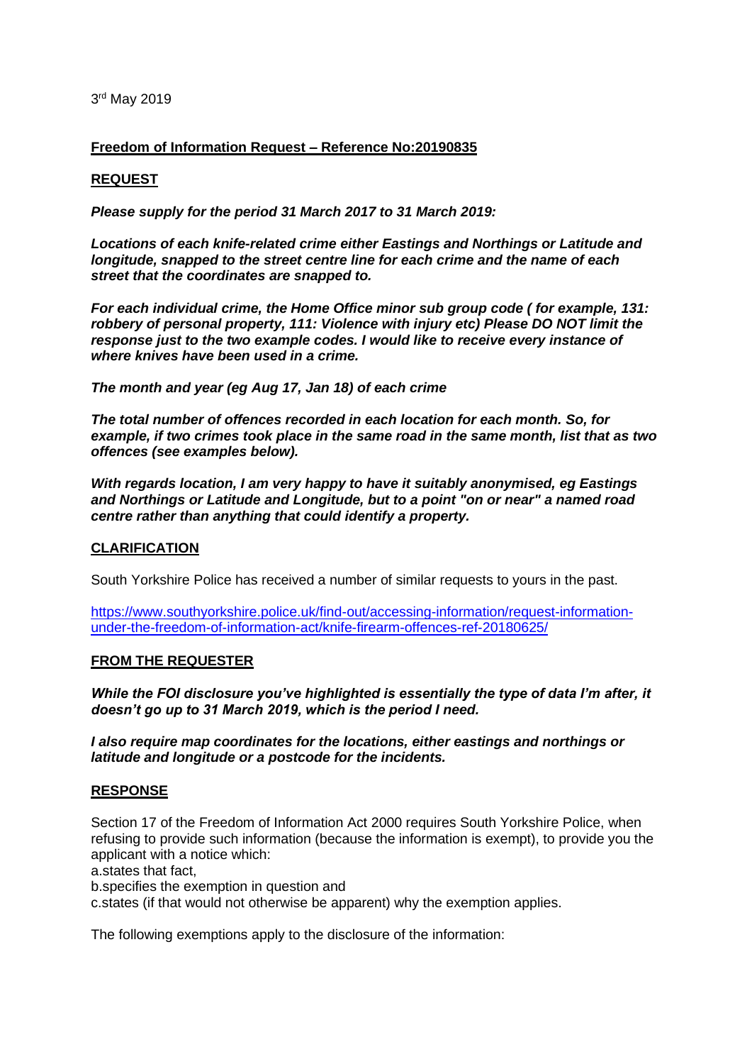3rd May 2019

**Freedom of Information Request – Reference No:20190835**

**REQUEST**

***Please supply for the period 31 March 2017 to 31 March 2019:***

***Locations of each knife-related crime either Eastings and Northings or Latitude and longitude, snapped to the street centre line for each crime and the name of each street that the coordinates are snapped to.***

***For each individual crime, the Home Office minor sub group code ( for example, 131: robbery of personal property, 111: Violence with injury etc) Please DO NOT limit the response just to the two example codes. I would like to receive every instance of where knives have been used in a crime.***

***The month and year (eg Aug 17, Jan 18) of each crime***

***The total number of offences recorded in each location for each month. So, for example, if two crimes took place in the same road in the same month, list that as two offences (see examples below).***

***With regards location, I am very happy to have it suitably anonymised, eg Eastings and Northings or Latitude and Longitude, but to a point "on or near" a named road centre rather than anything that could identify a property.***

**CLARIFICATION**

South Yorkshire Police has received a number of similar requests to yours in the past.

https://www.southyorkshire.police.uk/find-out/accessing-information/request-information-under-the-freedom-of-information-act/knife-firearm-offences-ref-20180625/

**FROM THE REQUESTER**

***While the FOI disclosure you've highlighted is essentially the type of data I'm after, it doesn't go up to 31 March 2019, which is the period I need.***

***I also require map coordinates for the locations, either eastings and northings or latitude and longitude or a postcode for the incidents.***

**RESPONSE**

Section 17 of the Freedom of Information Act 2000 requires South Yorkshire Police, when refusing to provide such information (because the information is exempt), to provide you the applicant with a notice which:
a.states that fact,
b.specifies the exemption in question and
c.states (if that would not otherwise be apparent) why the exemption applies.

The following exemptions apply to the disclosure of the information: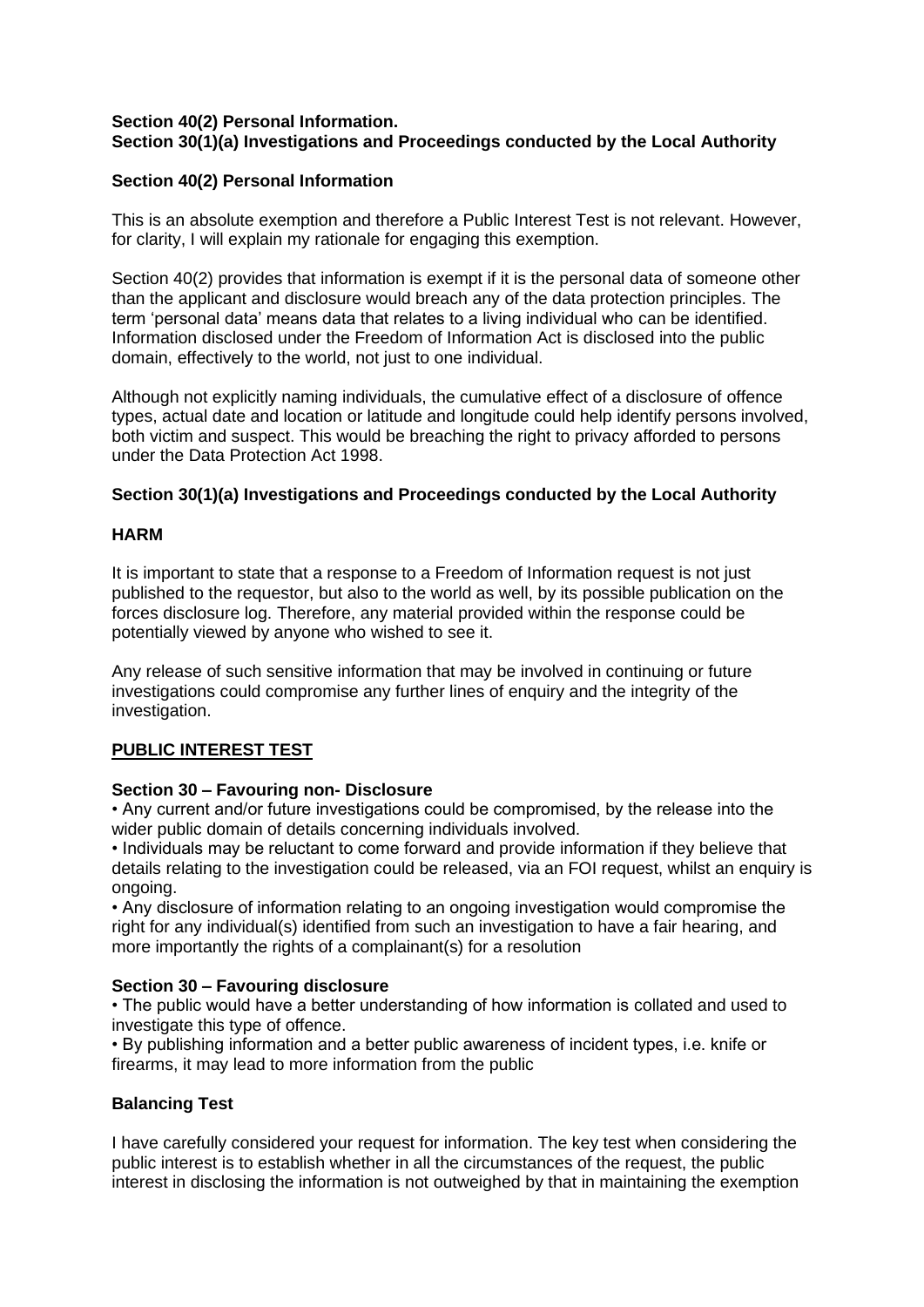**Section 40(2) Personal Information.**
**Section 30(1)(a) Investigations and Proceedings conducted by the Local Authority**

**Section 40(2) Personal Information**

This is an absolute exemption and therefore a Public Interest Test is not relevant. However, for clarity, I will explain my rationale for engaging this exemption.

Section 40(2) provides that information is exempt if it is the personal data of someone other than the applicant and disclosure would breach any of the data protection principles. The term 'personal data' means data that relates to a living individual who can be identified. Information disclosed under the Freedom of Information Act is disclosed into the public domain, effectively to the world, not just to one individual.

Although not explicitly naming individuals, the cumulative effect of a disclosure of offence types, actual date and location or latitude and longitude could help identify persons involved, both victim and suspect. This would be breaching the right to privacy afforded to persons under the Data Protection Act 1998.

**Section 30(1)(a) Investigations and Proceedings conducted by the Local Authority**

**HARM**

It is important to state that a response to a Freedom of Information request is not just published to the requestor, but also to the world as well, by its possible publication on the forces disclosure log. Therefore, any material provided within the response could be potentially viewed by anyone who wished to see it.

Any release of such sensitive information that may be involved in continuing or future investigations could compromise any further lines of enquiry and the integrity of the investigation.

**PUBLIC INTEREST TEST**

**Section 30 – Favouring non- Disclosure**

• Any current and/or future investigations could be compromised, by the release into the wider public domain of details concerning individuals involved.
• Individuals may be reluctant to come forward and provide information if they believe that details relating to the investigation could be released, via an FOI request, whilst an enquiry is ongoing.
• Any disclosure of information relating to an ongoing investigation would compromise the right for any individual(s) identified from such an investigation to have a fair hearing, and more importantly the rights of a complainant(s) for a resolution

**Section 30 – Favouring disclosure**

• The public would have a better understanding of how information is collated and used to investigate this type of offence.
• By publishing information and a better public awareness of incident types, i.e. knife or firearms, it may lead to more information from the public

**Balancing Test**

I have carefully considered your request for information. The key test when considering the public interest is to establish whether in all the circumstances of the request, the public interest in disclosing the information is not outweighed by that in maintaining the exemption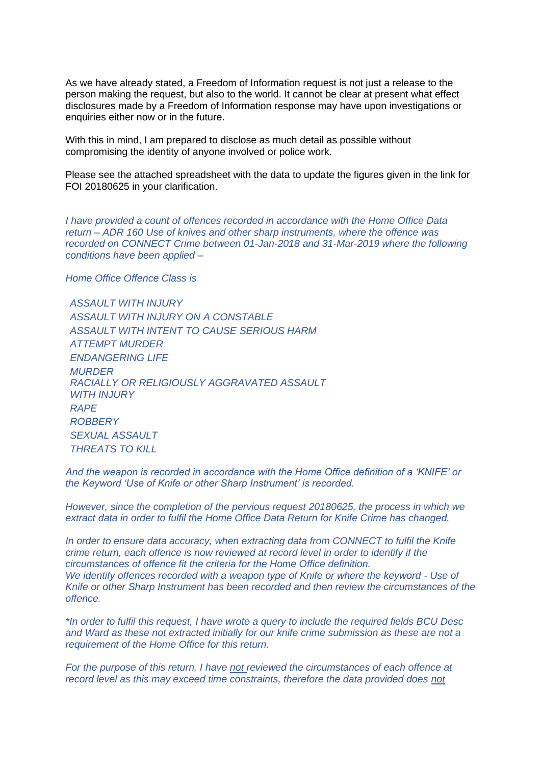As we have already stated, a Freedom of Information request is not just a release to the person making the request, but also to the world. It cannot be clear at present what effect disclosures made by a Freedom of Information response may have upon investigations or enquiries either now or in the future.

With this in mind, I am prepared to disclose as much detail as possible without compromising the identity of anyone involved or police work.

Please see the attached spreadsheet with the data to update the figures given in the link for FOI 20180625 in your clarification.

*I have provided a count of offences recorded in accordance with the Home Office Data return – ADR 160 Use of knives and other sharp instruments, where the offence was recorded on CONNECT Crime between 01-Jan-2018 and 31-Mar-2019 where the following conditions have been applied –*

*Home Office Offence Class is*

*ASSAULT WITH INJURY*
*ASSAULT WITH INJURY ON A CONSTABLE*
*ASSAULT WITH INTENT TO CAUSE SERIOUS HARM*
*ATTEMPT MURDER*
*ENDANGERING LIFE*
*MURDER*
*RACIALLY OR RELIGIOUSLY AGGRAVATED ASSAULT WITH INJURY*
*RAPE*
*ROBBERY*
*SEXUAL ASSAULT*
*THREATS TO KILL*

*And the weapon is recorded in accordance with the Home Office definition of a 'KNIFE' or the Keyword 'Use of Knife or other Sharp Instrument' is recorded.*

*However, since the completion of the pervious request 20180625, the process in which we extract data in order to fulfil the Home Office Data Return for Knife Crime has changed.*

*In order to ensure data accuracy, when extracting data from CONNECT to fulfil the Knife crime return, each offence is now reviewed at record level in order to identify if the circumstances of offence fit the criteria for the Home Office definition.*
*We identify offences recorded with a weapon type of Knife or where the keyword - Use of Knife or other Sharp Instrument has been recorded and then review the circumstances of the offence.*

*\*In order to fulfil this request, I have wrote a query to include the required fields BCU Desc and Ward as these not extracted initially for our knife crime submission as these are not a requirement of the Home Office for this return.*

*For the purpose of this return, I have <u>not</u> reviewed the circumstances of each offence at record level as this may exceed time constraints, therefore the data provided does <u>not</u>*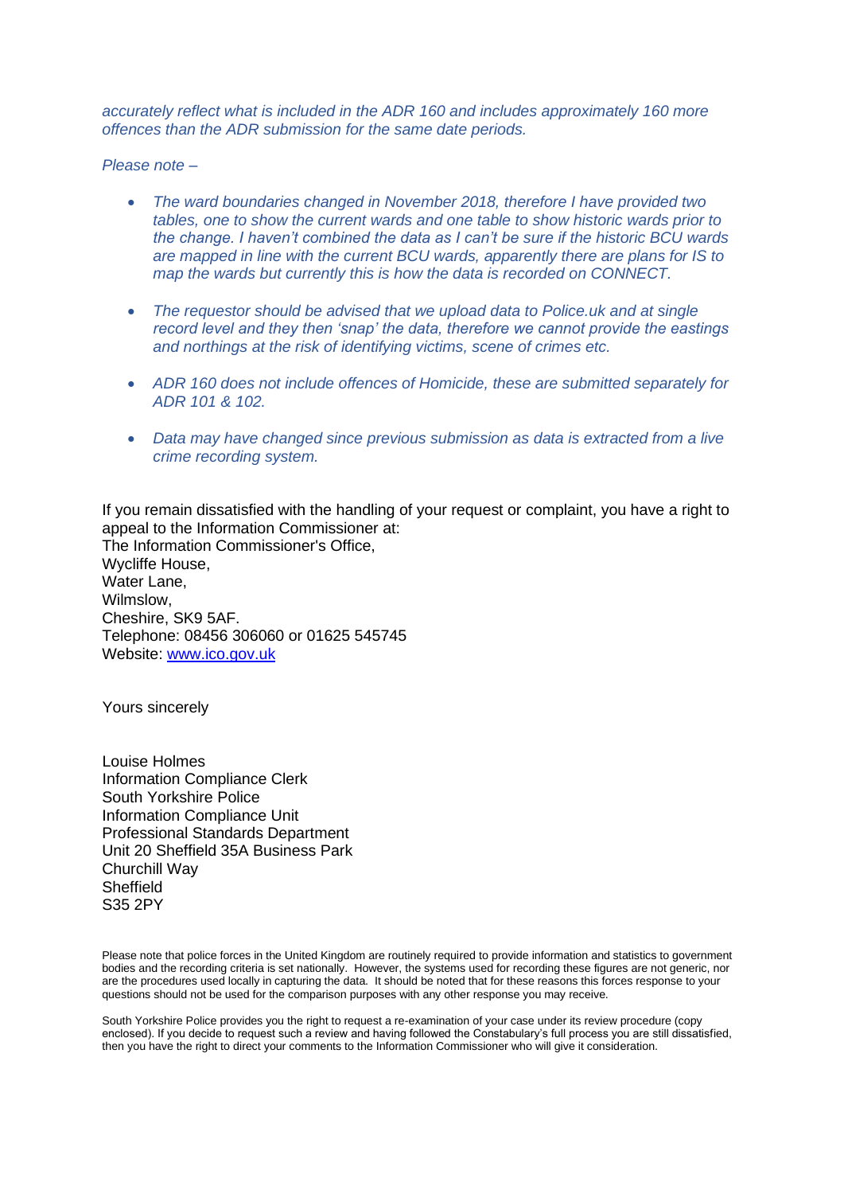*accurately reflect what is included in the ADR 160 and includes approximately 160 more offences than the ADR submission for the same date periods.*

*Please note –*

- *The ward boundaries changed in November 2018, therefore I have provided two tables, one to show the current wards and one table to show historic wards prior to the change. I haven't combined the data as I can't be sure if the historic BCU wards are mapped in line with the current BCU wards, apparently there are plans for IS to map the wards but currently this is how the data is recorded on CONNECT.*

- *The requestor should be advised that we upload data to Police.uk and at single record level and they then 'snap' the data, therefore we cannot provide the eastings and northings at the risk of identifying victims, scene of crimes etc.*

- *ADR 160 does not include offences of Homicide, these are submitted separately for ADR 101 & 102.*

- *Data may have changed since previous submission as data is extracted from a live crime recording system.*

If you remain dissatisfied with the handling of your request or complaint, you have a right to appeal to the Information Commissioner at:
The Information Commissioner's Office,
Wycliffe House,
Water Lane,
Wilmslow,
Cheshire, SK9 5AF.
Telephone: 08456 306060 or 01625 545745
Website: [www.ico.gov.uk](http://www.ico.gov.uk)

Yours sincerely

Louise Holmes
Information Compliance Clerk
South Yorkshire Police
Information Compliance Unit
Professional Standards Department
Unit 20 Sheffield 35A Business Park
Churchill Way
Sheffield
S35 2PY

Please note that police forces in the United Kingdom are routinely required to provide information and statistics to government bodies and the recording criteria is set nationally. However, the systems used for recording these figures are not generic, nor are the procedures used locally in capturing the data. It should be noted that for these reasons this forces response to your questions should not be used for the comparison purposes with any other response you may receive.

South Yorkshire Police provides you the right to request a re-examination of your case under its review procedure (copy enclosed). If you decide to request such a review and having followed the Constabulary's full process you are still dissatisfied, then you have the right to direct your comments to the Information Commissioner who will give it consideration.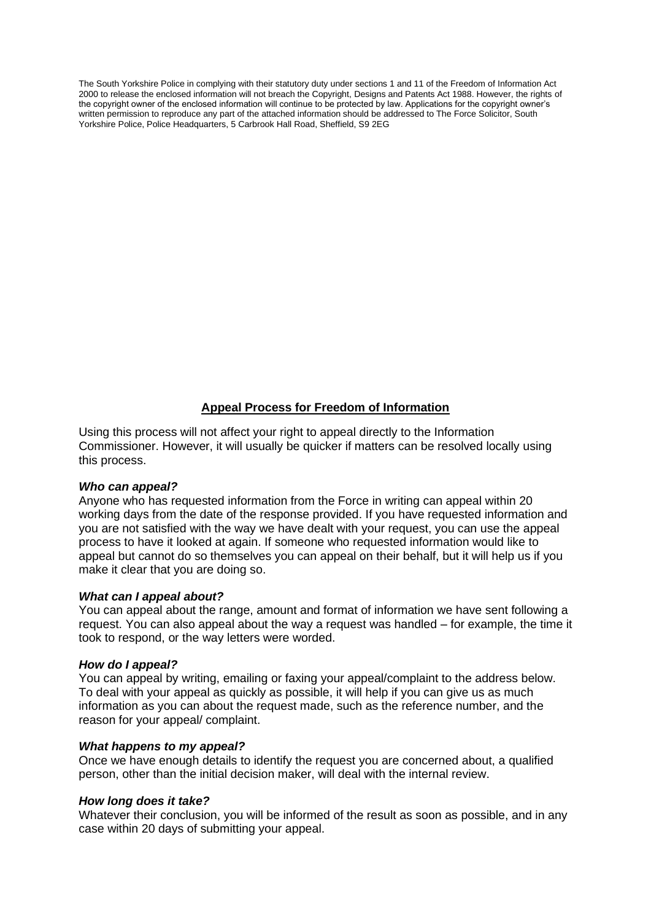The South Yorkshire Police in complying with their statutory duty under sections 1 and 11 of the Freedom of Information Act 2000 to release the enclosed information will not breach the Copyright, Designs and Patents Act 1988. However, the rights of the copyright owner of the enclosed information will continue to be protected by law. Applications for the copyright owner's written permission to reproduce any part of the attached information should be addressed to The Force Solicitor, South Yorkshire Police, Police Headquarters, 5 Carbrook Hall Road, Sheffield, S9 2EG

## **Appeal Process for Freedom of Information**

Using this process will not affect your right to appeal directly to the Information Commissioner. However, it will usually be quicker if matters can be resolved locally using this process.

***Who can appeal?***
Anyone who has requested information from the Force in writing can appeal within 20 working days from the date of the response provided. If you have requested information and you are not satisfied with the way we have dealt with your request, you can use the appeal process to have it looked at again. If someone who requested information would like to appeal but cannot do so themselves you can appeal on their behalf, but it will help us if you make it clear that you are doing so.

***What can I appeal about?***
You can appeal about the range, amount and format of information we have sent following a request. You can also appeal about the way a request was handled – for example, the time it took to respond, or the way letters were worded.

***How do I appeal?***
You can appeal by writing, emailing or faxing your appeal/complaint to the address below. To deal with your appeal as quickly as possible, it will help if you can give us as much information as you can about the request made, such as the reference number, and the reason for your appeal/ complaint.

***What happens to my appeal?***
Once we have enough details to identify the request you are concerned about, a qualified person, other than the initial decision maker, will deal with the internal review.

***How long does it take?***
Whatever their conclusion, you will be informed of the result as soon as possible, and in any case within 20 days of submitting your appeal.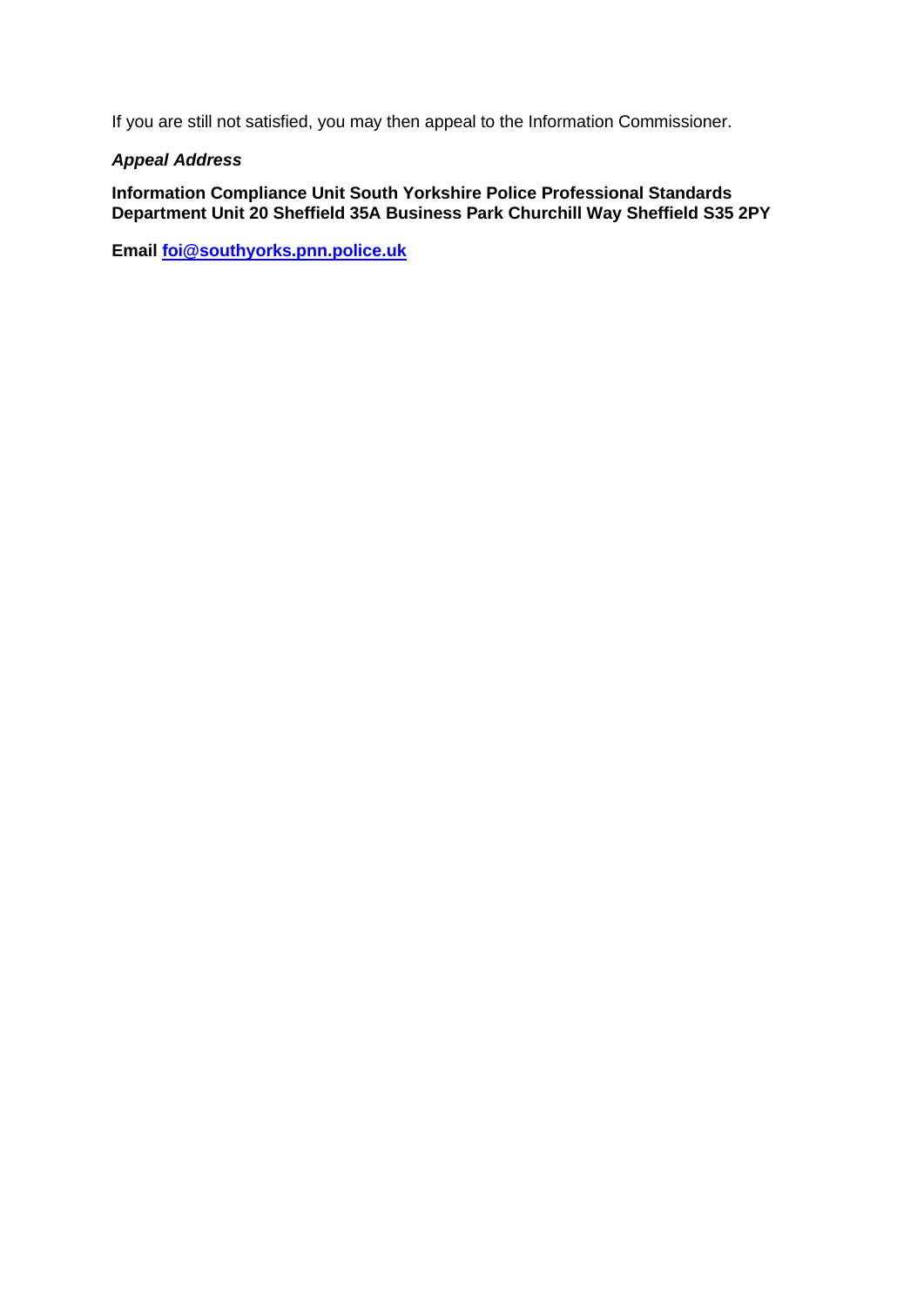If you are still not satisfied, you may then appeal to the Information Commissioner.

***Appeal Address***

**Information Compliance Unit South Yorkshire Police Professional Standards Department Unit 20 Sheffield 35A Business Park Churchill Way Sheffield S35 2PY**

**Email foi@southyorks.pnn.police.uk**